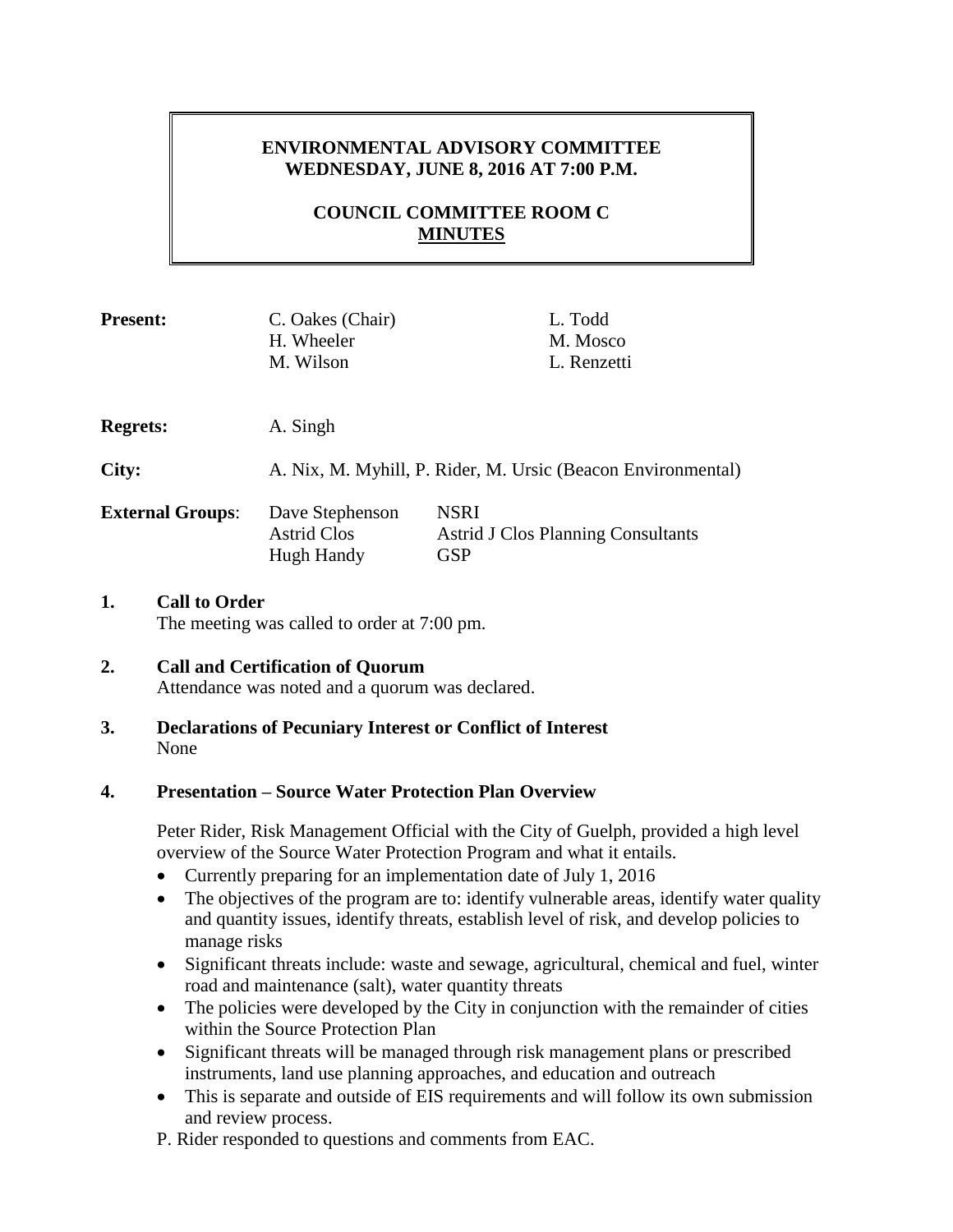# ENVIRONMENTAL ADVISORY COMMITTEE
# WEDNESDAY, JUNE 8, 2016 AT 7:00 P.M.

## COUNCIL COMMITTEE ROOM C
## MINUTES

**Present:** C. Oakes (Chair), L. Todd, H. Wheeler, M. Mosco, M. Wilson, L. Renzetti

**Regrets:** A. Singh

**City:** A. Nix, M. Myhill, P. Rider, M. Ursic (Beacon Environmental)

**External Groups:**

| | |
|---|---|
| Dave Stephenson | NSRI |
| Astrid Clos | Astrid J Clos Planning Consultants |
| Hugh Handy | GSP |

**1. Call to Order**

The meeting was called to order at 7:00 pm.

**2. Call and Certification of Quorum**

Attendance was noted and a quorum was declared.

**3. Declarations of Pecuniary Interest or Conflict of Interest**

None

**4. Presentation – Source Water Protection Plan Overview**

Peter Rider, Risk Management Official with the City of Guelph, provided a high level overview of the Source Water Protection Program and what it entails.

- Currently preparing for an implementation date of July 1, 2016
- The objectives of the program are to: identify vulnerable areas, identify water quality and quantity issues, identify threats, establish level of risk, and develop policies to manage risks
- Significant threats include: waste and sewage, agricultural, chemical and fuel, winter road and maintenance (salt), water quantity threats
- The policies were developed by the City in conjunction with the remainder of cities within the Source Protection Plan
- Significant threats will be managed through risk management plans or prescribed instruments, land use planning approaches, and education and outreach
- This is separate and outside of EIS requirements and will follow its own submission and review process.

P. Rider responded to questions and comments from EAC.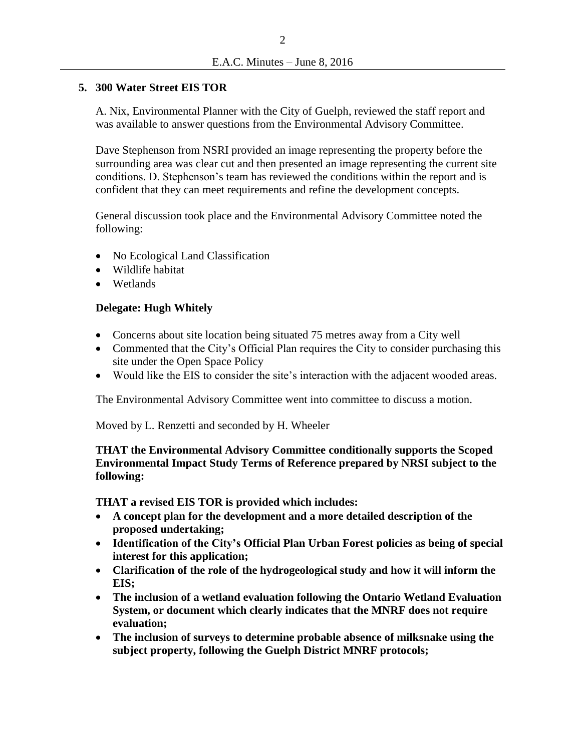## 5. 300 Water Street EIS TOR

A. Nix, Environmental Planner with the City of Guelph, reviewed the staff report and was available to answer questions from the Environmental Advisory Committee.

Dave Stephenson from NSRI provided an image representing the property before the surrounding area was clear cut and then presented an image representing the current site conditions. D. Stephenson's team has reviewed the conditions within the report and is confident that they can meet requirements and refine the development concepts.

General discussion took place and the Environmental Advisory Committee noted the following:

- No Ecological Land Classification
- Wildlife habitat
- Wetlands

**Delegate: Hugh Whitely**

- Concerns about site location being situated 75 metres away from a City well
- Commented that the City's Official Plan requires the City to consider purchasing this site under the Open Space Policy
- Would like the EIS to consider the site's interaction with the adjacent wooded areas.

The Environmental Advisory Committee went into committee to discuss a motion.

Moved by L. Renzetti and seconded by H. Wheeler

**THAT the Environmental Advisory Committee conditionally supports the Scoped Environmental Impact Study Terms of Reference prepared by NRSI subject to the following:**

**THAT a revised EIS TOR is provided which includes:**

- **A concept plan for the development and a more detailed description of the proposed undertaking;**
- **Identification of the City's Official Plan Urban Forest policies as being of special interest for this application;**
- **Clarification of the role of the hydrogeological study and how it will inform the EIS;**
- **The inclusion of a wetland evaluation following the Ontario Wetland Evaluation System, or document which clearly indicates that the MNRF does not require evaluation;**
- **The inclusion of surveys to determine probable absence of milksnake using the subject property, following the Guelph District MNRF protocols;**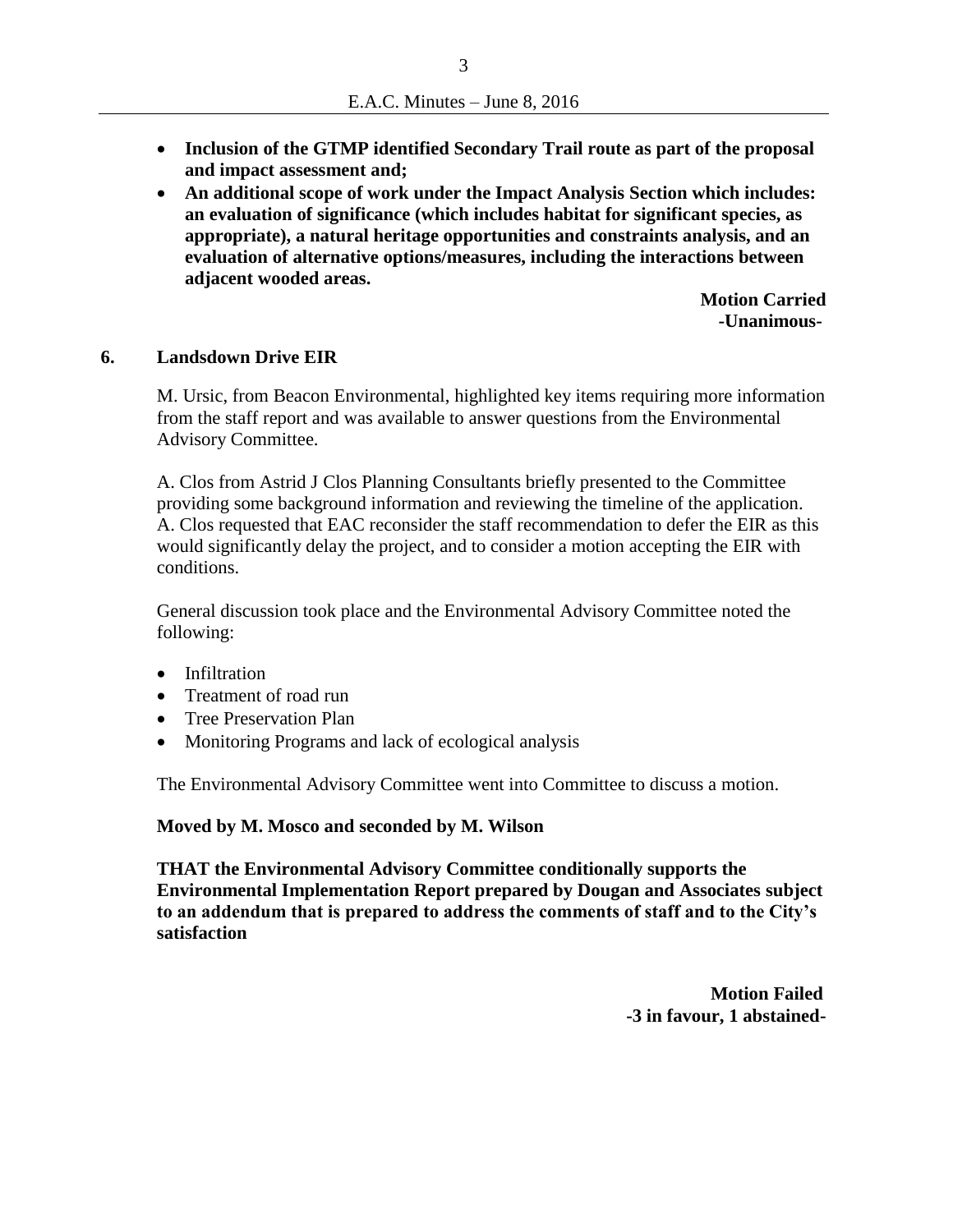- **Inclusion of the GTMP identified Secondary Trail route as part of the proposal and impact assessment and;**
- **An additional scope of work under the Impact Analysis Section which includes: an evaluation of significance (which includes habitat for significant species, as appropriate), a natural heritage opportunities and constraints analysis, and an evaluation of alternative options/measures, including the interactions between adjacent wooded areas.**

**Motion Carried**
**-Unanimous-**

## 6. Landsdown Drive EIR

M. Ursic, from Beacon Environmental, highlighted key items requiring more information from the staff report and was available to answer questions from the Environmental Advisory Committee.

A. Clos from Astrid J Clos Planning Consultants briefly presented to the Committee providing some background information and reviewing the timeline of the application. A. Clos requested that EAC reconsider the staff recommendation to defer the EIR as this would significantly delay the project, and to consider a motion accepting the EIR with conditions.

General discussion took place and the Environmental Advisory Committee noted the following:

- Infiltration
- Treatment of road run
- Tree Preservation Plan
- Monitoring Programs and lack of ecological analysis

The Environmental Advisory Committee went into Committee to discuss a motion.

**Moved by M. Mosco and seconded by M. Wilson**

**THAT the Environmental Advisory Committee conditionally supports the Environmental Implementation Report prepared by Dougan and Associates subject to an addendum that is prepared to address the comments of staff and to the City's satisfaction**

**Motion Failed**
**-3 in favour, 1 abstained-**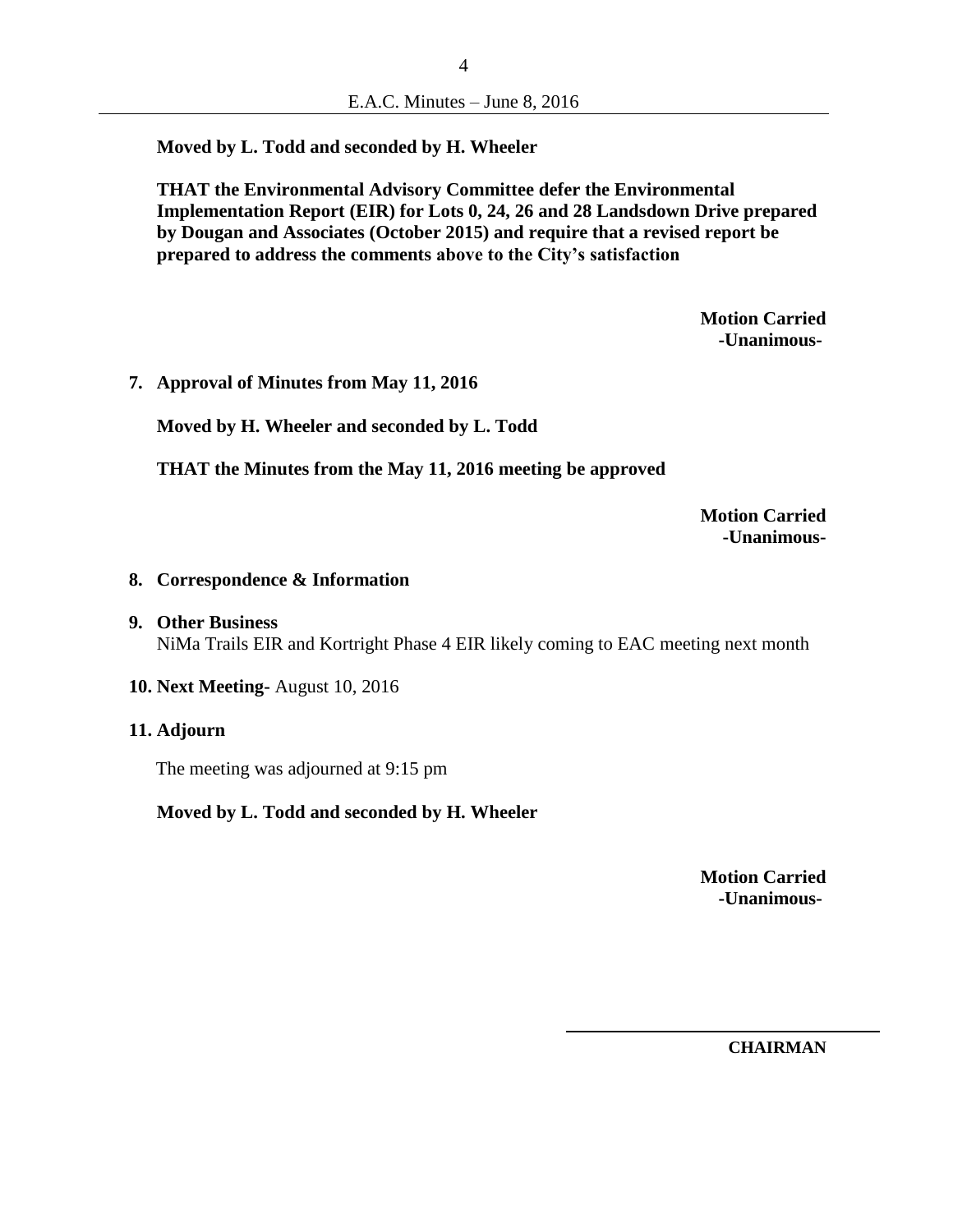**Moved by L. Todd and seconded by H. Wheeler**

**THAT the Environmental Advisory Committee defer the Environmental Implementation Report (EIR) for Lots 0, 24, 26 and 28 Landsdown Drive prepared by Dougan and Associates (October 2015) and require that a revised report be prepared to address the comments above to the City's satisfaction**

**Motion Carried**
**-Unanimous-**

**7. Approval of Minutes from May 11, 2016**

**Moved by H. Wheeler and seconded by L. Todd**

**THAT the Minutes from the May 11, 2016 meeting be approved**

**Motion Carried**
**-Unanimous-**

**8. Correspondence & Information**

**9. Other Business**

NiMa Trails EIR and Kortright Phase 4 EIR likely coming to EAC meeting next month

**10. Next Meeting**- August 10, 2016

**11. Adjourn**

The meeting was adjourned at 9:15 pm

**Moved by L. Todd and seconded by H. Wheeler**

**Motion Carried**
**-Unanimous-**

**CHAIRMAN**